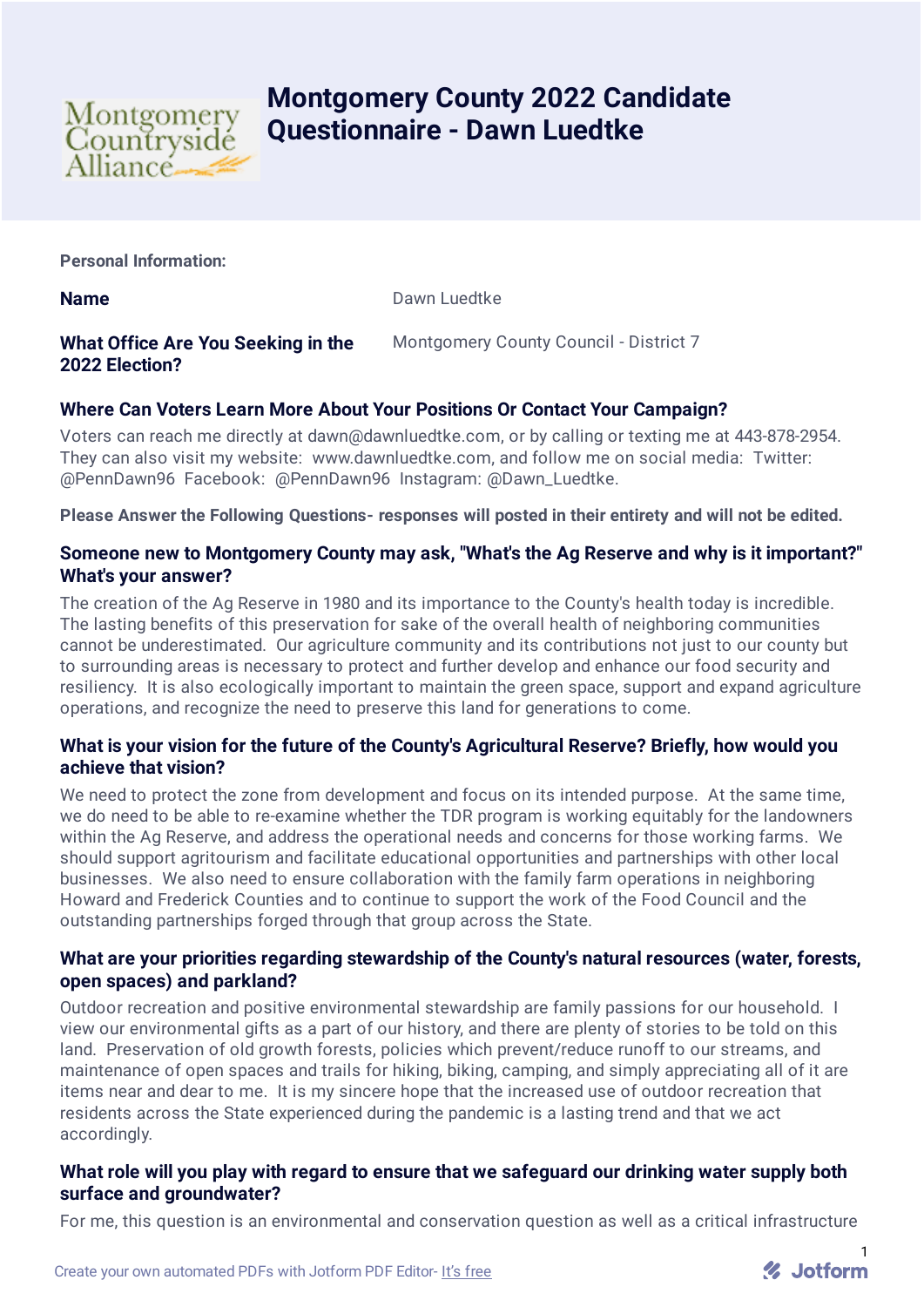# Montgomery County 2022 Candidate Questionnaire - Dawn Luedtke

**Personal Information:**

| | |
|---|---|
| **Name** | Dawn Luedtke |
| **What Office Are You Seeking in the 2022 Election?** | Montgomery County Council - District 7 |

### Where Can Voters Learn More About Your Positions Or Contact Your Campaign?

Voters can reach me directly at dawn@dawnluedtke.com, or by calling or texting me at 443-878-2954. They can also visit my website: www.dawnluedtke.com, and follow me on social media: Twitter: @PennDawn96 Facebook: @PennDawn96 Instagram: @Dawn_Luedtke.

**Please Answer the Following Questions- responses will posted in their entirety and will not be edited.**

### Someone new to Montgomery County may ask, "What's the Ag Reserve and why is it important?" What's your answer?

The creation of the Ag Reserve in 1980 and its importance to the County's health today is incredible. The lasting benefits of this preservation for sake of the overall health of neighboring communities cannot be underestimated. Our agriculture community and its contributions not just to our county but to surrounding areas is necessary to protect and further develop and enhance our food security and resiliency. It is also ecologically important to maintain the green space, support and expand agriculture operations, and recognize the need to preserve this land for generations to come.

### What is your vision for the future of the County's Agricultural Reserve? Briefly, how would you achieve that vision?

We need to protect the zone from development and focus on its intended purpose. At the same time, we do need to be able to re-examine whether the TDR program is working equitably for the landowners within the Ag Reserve, and address the operational needs and concerns for those working farms. We should support agritourism and facilitate educational opportunities and partnerships with other local businesses. We also need to ensure collaboration with the family farm operations in neighboring Howard and Frederick Counties and to continue to support the work of the Food Council and the outstanding partnerships forged through that group across the State.

### What are your priorities regarding stewardship of the County's natural resources (water, forests, open spaces) and parkland?

Outdoor recreation and positive environmental stewardship are family passions for our household. I view our environmental gifts as a part of our history, and there are plenty of stories to be told on this land. Preservation of old growth forests, policies which prevent/reduce runoff to our streams, and maintenance of open spaces and trails for hiking, biking, camping, and simply appreciating all of it are items near and dear to me. It is my sincere hope that the increased use of outdoor recreation that residents across the State experienced during the pandemic is a lasting trend and that we act accordingly.

### What role will you play with regard to ensure that we safeguard our drinking water supply both surface and groundwater?

For me, this question is an environmental and conservation question as well as a critical infrastructure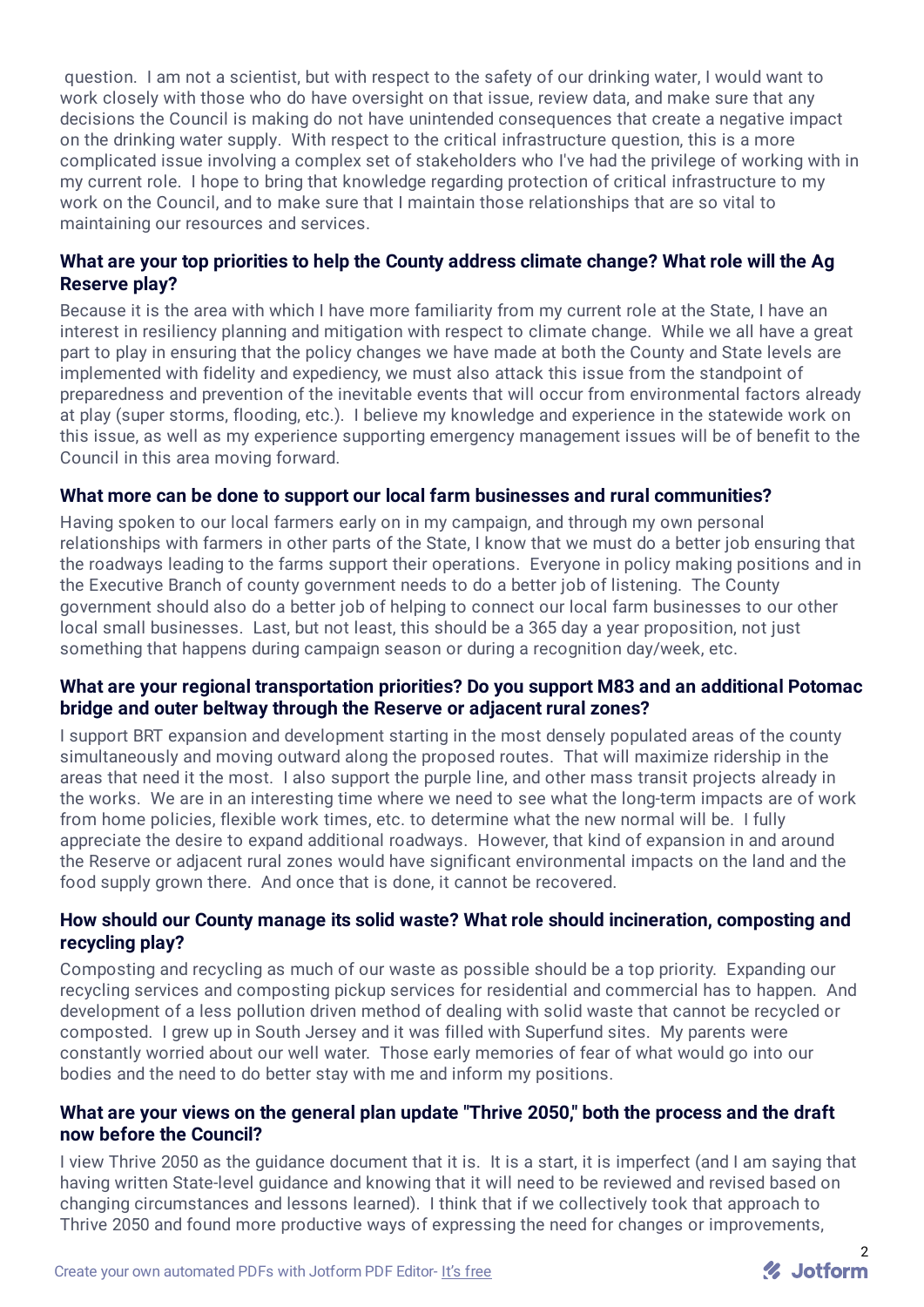question. I am not a scientist, but with respect to the safety of our drinking water, I would want to work closely with those who do have oversight on that issue, review data, and make sure that any decisions the Council is making do not have unintended consequences that create a negative impact on the drinking water supply. With respect to the critical infrastructure question, this is a more complicated issue involving a complex set of stakeholders who I've had the privilege of working with in my current role. I hope to bring that knowledge regarding protection of critical infrastructure to my work on the Council, and to make sure that I maintain those relationships that are so vital to maintaining our resources and services.

**What are your top priorities to help the County address climate change? What role will the Ag Reserve play?**

Because it is the area with which I have more familiarity from my current role at the State, I have an interest in resiliency planning and mitigation with respect to climate change. While we all have a great part to play in ensuring that the policy changes we have made at both the County and State levels are implemented with fidelity and expediency, we must also attack this issue from the standpoint of preparedness and prevention of the inevitable events that will occur from environmental factors already at play (super storms, flooding, etc.). I believe my knowledge and experience in the statewide work on this issue, as well as my experience supporting emergency management issues will be of benefit to the Council in this area moving forward.

**What more can be done to support our local farm businesses and rural communities?**

Having spoken to our local farmers early on in my campaign, and through my own personal relationships with farmers in other parts of the State, I know that we must do a better job ensuring that the roadways leading to the farms support their operations. Everyone in policy making positions and in the Executive Branch of county government needs to do a better job of listening. The County government should also do a better job of helping to connect our local farm businesses to our other local small businesses. Last, but not least, this should be a 365 day a year proposition, not just something that happens during campaign season or during a recognition day/week, etc.

**What are your regional transportation priorities? Do you support M83 and an additional Potomac bridge and outer beltway through the Reserve or adjacent rural zones?**

I support BRT expansion and development starting in the most densely populated areas of the county simultaneously and moving outward along the proposed routes. That will maximize ridership in the areas that need it the most. I also support the purple line, and other mass transit projects already in the works. We are in an interesting time where we need to see what the long-term impacts are of work from home policies, flexible work times, etc. to determine what the new normal will be. I fully appreciate the desire to expand additional roadways. However, that kind of expansion in and around the Reserve or adjacent rural zones would have significant environmental impacts on the land and the food supply grown there. And once that is done, it cannot be recovered.

**How should our County manage its solid waste? What role should incineration, composting and recycling play?**

Composting and recycling as much of our waste as possible should be a top priority. Expanding our recycling services and composting pickup services for residential and commercial has to happen. And development of a less pollution driven method of dealing with solid waste that cannot be recycled or composted. I grew up in South Jersey and it was filled with Superfund sites. My parents were constantly worried about our well water. Those early memories of fear of what would go into our bodies and the need to do better stay with me and inform my positions.

**What are your views on the general plan update "Thrive 2050," both the process and the draft now before the Council?**

I view Thrive 2050 as the guidance document that it is. It is a start, it is imperfect (and I am saying that having written State-level guidance and knowing that it will need to be reviewed and revised based on changing circumstances and lessons learned). I think that if we collectively took that approach to Thrive 2050 and found more productive ways of expressing the need for changes or improvements,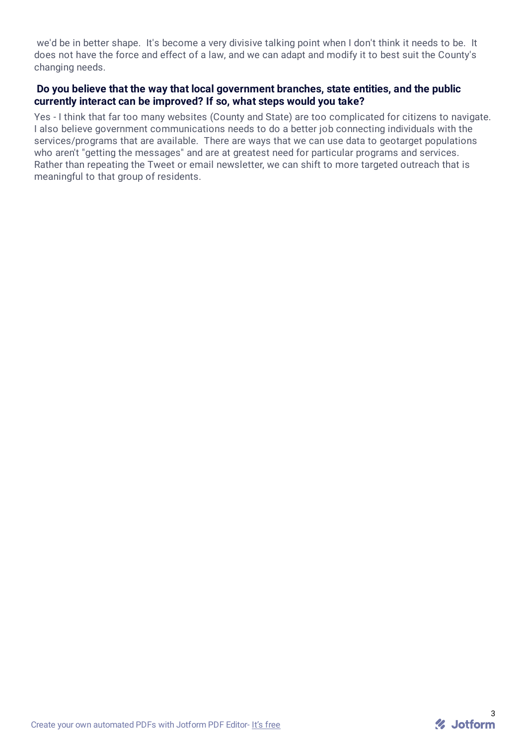we'd be in better shape. It's become a very divisive talking point when I don't think it needs to be. It does not have the force and effect of a law, and we can adapt and modify it to best suit the County's changing needs.

**Do you believe that the way that local government branches, state entities, and the public currently interact can be improved? If so, what steps would you take?**

Yes - I think that far too many websites (County and State) are too complicated for citizens to navigate. I also believe government communications needs to do a better job connecting individuals with the services/programs that are available. There are ways that we can use data to geotarget populations who aren't "getting the messages" and are at greatest need for particular programs and services. Rather than repeating the Tweet or email newsletter, we can shift to more targeted outreach that is meaningful to that group of residents.